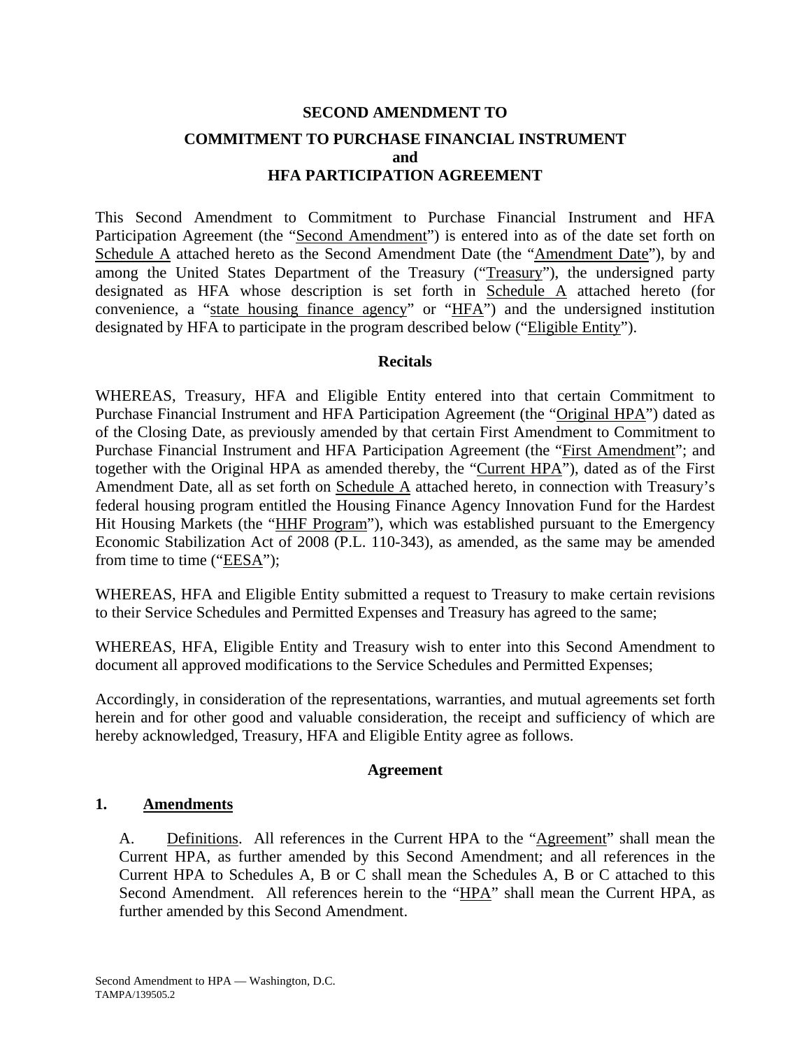**SECOND AMENDMENT TO**

**COMMITMENT TO PURCHASE FINANCIAL INSTRUMENT**
**and**
**HFA PARTICIPATION AGREEMENT**

This Second Amendment to Commitment to Purchase Financial Instrument and HFA Participation Agreement (the "Second Amendment") is entered into as of the date set forth on Schedule A attached hereto as the Second Amendment Date (the "Amendment Date"), by and among the United States Department of the Treasury ("Treasury"), the undersigned party designated as HFA whose description is set forth in Schedule A attached hereto (for convenience, a "state housing finance agency" or "HFA") and the undersigned institution designated by HFA to participate in the program described below ("Eligible Entity").

**Recitals**

WHEREAS, Treasury, HFA and Eligible Entity entered into that certain Commitment to Purchase Financial Instrument and HFA Participation Agreement (the "Original HPA") dated as of the Closing Date, as previously amended by that certain First Amendment to Commitment to Purchase Financial Instrument and HFA Participation Agreement (the "First Amendment"; and together with the Original HPA as amended thereby, the "Current HPA"), dated as of the First Amendment Date, all as set forth on Schedule A attached hereto, in connection with Treasury's federal housing program entitled the Housing Finance Agency Innovation Fund for the Hardest Hit Housing Markets (the "HHF Program"), which was established pursuant to the Emergency Economic Stabilization Act of 2008 (P.L. 110-343), as amended, as the same may be amended from time to time ("EESA");

WHEREAS, HFA and Eligible Entity submitted a request to Treasury to make certain revisions to their Service Schedules and Permitted Expenses and Treasury has agreed to the same;

WHEREAS, HFA, Eligible Entity and Treasury wish to enter into this Second Amendment to document all approved modifications to the Service Schedules and Permitted Expenses;

Accordingly, in consideration of the representations, warranties, and mutual agreements set forth herein and for other good and valuable consideration, the receipt and sufficiency of which are hereby acknowledged, Treasury, HFA and Eligible Entity agree as follows.

**Agreement**

**1. Amendments**

A. Definitions. All references in the Current HPA to the "Agreement" shall mean the Current HPA, as further amended by this Second Amendment; and all references in the Current HPA to Schedules A, B or C shall mean the Schedules A, B or C attached to this Second Amendment. All references herein to the "HPA" shall mean the Current HPA, as further amended by this Second Amendment.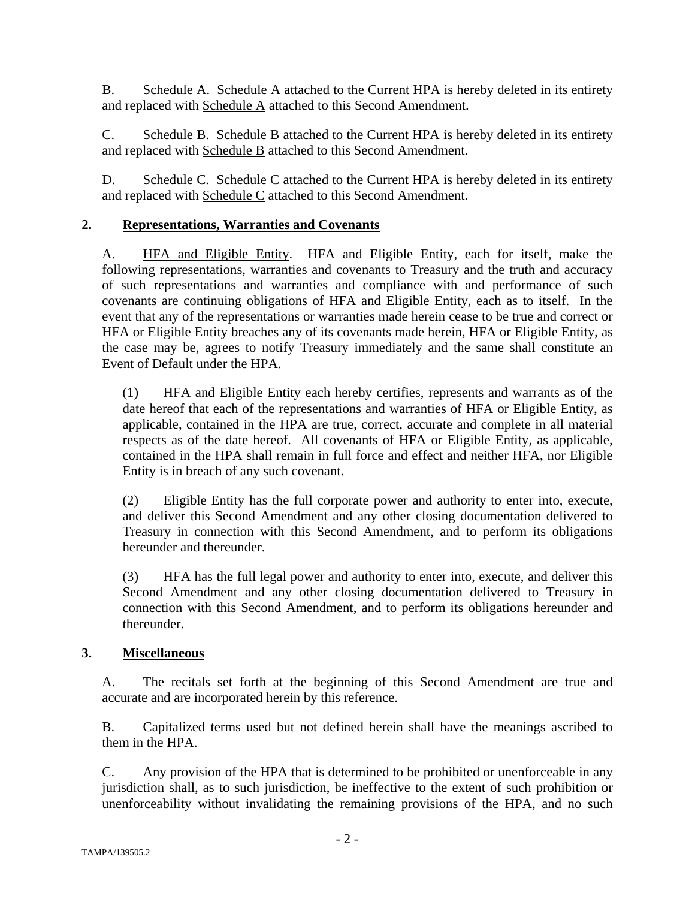B. Schedule A. Schedule A attached to the Current HPA is hereby deleted in its entirety and replaced with Schedule A attached to this Second Amendment.

C. Schedule B. Schedule B attached to the Current HPA is hereby deleted in its entirety and replaced with Schedule B attached to this Second Amendment.

D. Schedule C. Schedule C attached to the Current HPA is hereby deleted in its entirety and replaced with Schedule C attached to this Second Amendment.

## 2. Representations, Warranties and Covenants

A. HFA and Eligible Entity. HFA and Eligible Entity, each for itself, make the following representations, warranties and covenants to Treasury and the truth and accuracy of such representations and warranties and compliance with and performance of such covenants are continuing obligations of HFA and Eligible Entity, each as to itself. In the event that any of the representations or warranties made herein cease to be true and correct or HFA or Eligible Entity breaches any of its covenants made herein, HFA or Eligible Entity, as the case may be, agrees to notify Treasury immediately and the same shall constitute an Event of Default under the HPA.

(1) HFA and Eligible Entity each hereby certifies, represents and warrants as of the date hereof that each of the representations and warranties of HFA or Eligible Entity, as applicable, contained in the HPA are true, correct, accurate and complete in all material respects as of the date hereof. All covenants of HFA or Eligible Entity, as applicable, contained in the HPA shall remain in full force and effect and neither HFA, nor Eligible Entity is in breach of any such covenant.

(2) Eligible Entity has the full corporate power and authority to enter into, execute, and deliver this Second Amendment and any other closing documentation delivered to Treasury in connection with this Second Amendment, and to perform its obligations hereunder and thereunder.

(3) HFA has the full legal power and authority to enter into, execute, and deliver this Second Amendment and any other closing documentation delivered to Treasury in connection with this Second Amendment, and to perform its obligations hereunder and thereunder.

## 3. Miscellaneous

A. The recitals set forth at the beginning of this Second Amendment are true and accurate and are incorporated herein by this reference.

B. Capitalized terms used but not defined herein shall have the meanings ascribed to them in the HPA.

C. Any provision of the HPA that is determined to be prohibited or unenforceable in any jurisdiction shall, as to such jurisdiction, be ineffective to the extent of such prohibition or unenforceability without invalidating the remaining provisions of the HPA, and no such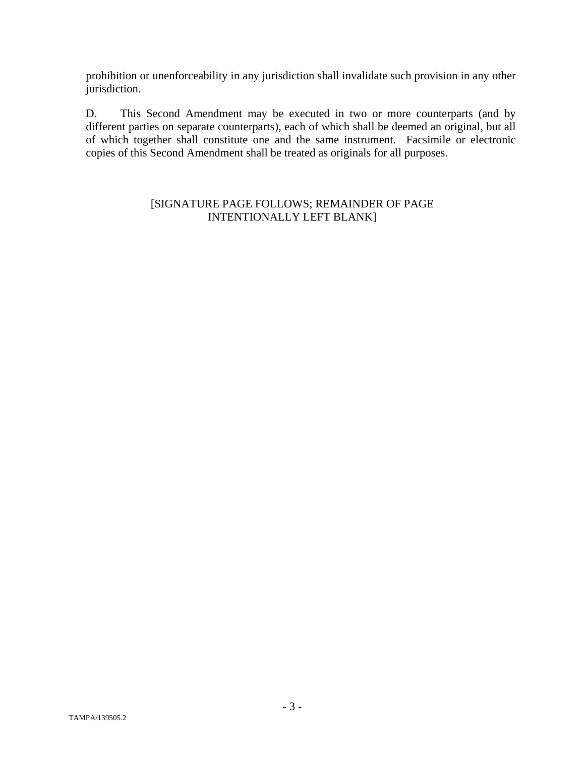prohibition or unenforceability in any jurisdiction shall invalidate such provision in any other jurisdiction.

D. This Second Amendment may be executed in two or more counterparts (and by different parties on separate counterparts), each of which shall be deemed an original, but all of which together shall constitute one and the same instrument. Facsimile or electronic copies of this Second Amendment shall be treated as originals for all purposes.

[SIGNATURE PAGE FOLLOWS; REMAINDER OF PAGE INTENTIONALLY LEFT BLANK]

TAMPA/139505.2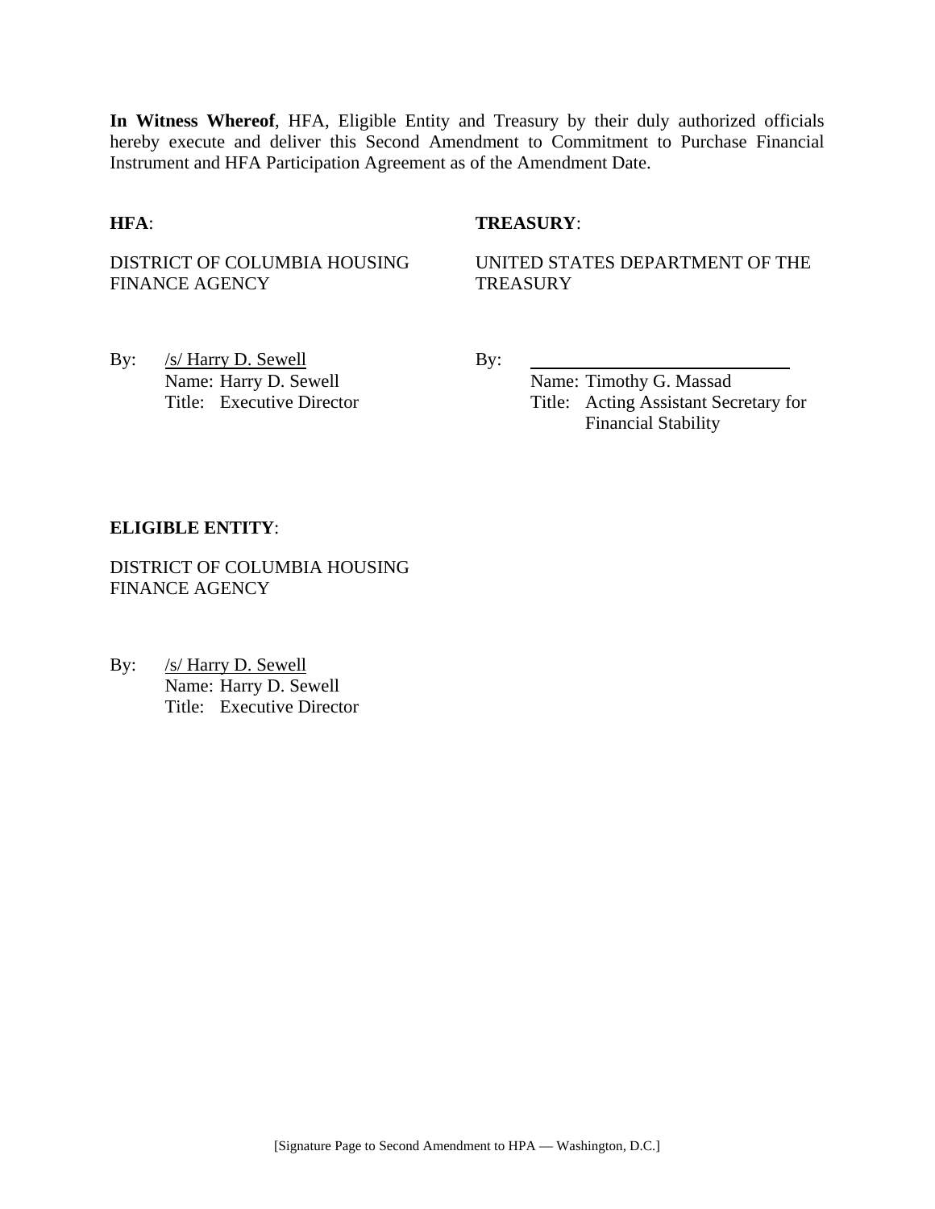**In Witness Whereof**, HFA, Eligible Entity and Treasury by their duly authorized officials hereby execute and deliver this Second Amendment to Commitment to Purchase Financial Instrument and HFA Participation Agreement as of the Amendment Date.

**HFA**:

DISTRICT OF COLUMBIA HOUSING FINANCE AGENCY

By: /s/ Harry D. Sewell
Name: Harry D. Sewell
Title: Executive Director

**TREASURY**:

UNITED STATES DEPARTMENT OF THE TREASURY

By: ______________________________
Name: Timothy G. Massad
Title: Acting Assistant Secretary for Financial Stability

**ELIGIBLE ENTITY**:

DISTRICT OF COLUMBIA HOUSING FINANCE AGENCY

By: /s/ Harry D. Sewell
Name: Harry D. Sewell
Title: Executive Director

[Signature Page to Second Amendment to HPA — Washington, D.C.]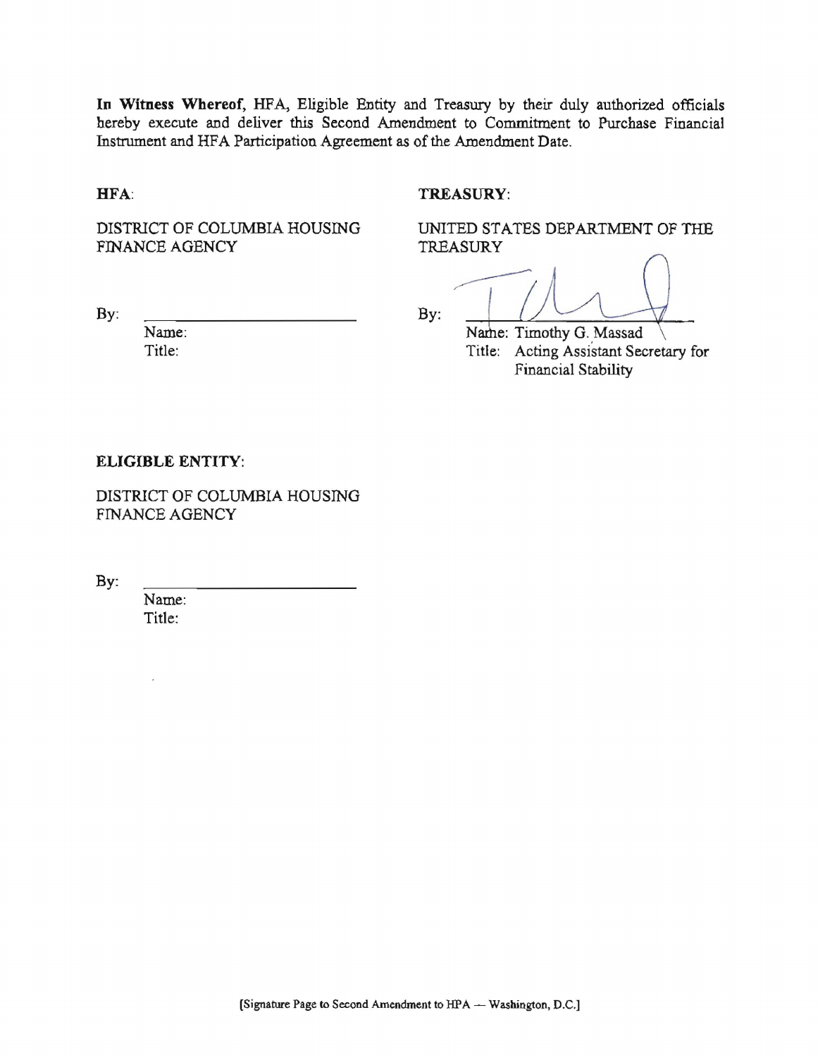**In Witness Whereof,** HFA, Eligible Entity and Treasury by their duly authorized officials hereby execute and deliver this Second Amendment to Commitment to Purchase Financial Instrument and HFA Participation Agreement as of the Amendment Date.

**HFA**:

DISTRICT OF COLUMBIA HOUSING FINANCE AGENCY

By: ______________________

Name:
Title:

**TREASURY**:

UNITED STATES DEPARTMENT OF THE TREASURY

By: ______________________

Name: Timothy G. Massad
Title: Acting Assistant Secretary for Financial Stability

**ELIGIBLE ENTITY**:

DISTRICT OF COLUMBIA HOUSING FINANCE AGENCY

By: ______________________

Name:
Title:

[Signature Page to Second Amendment to HPA — Washington, D.C.]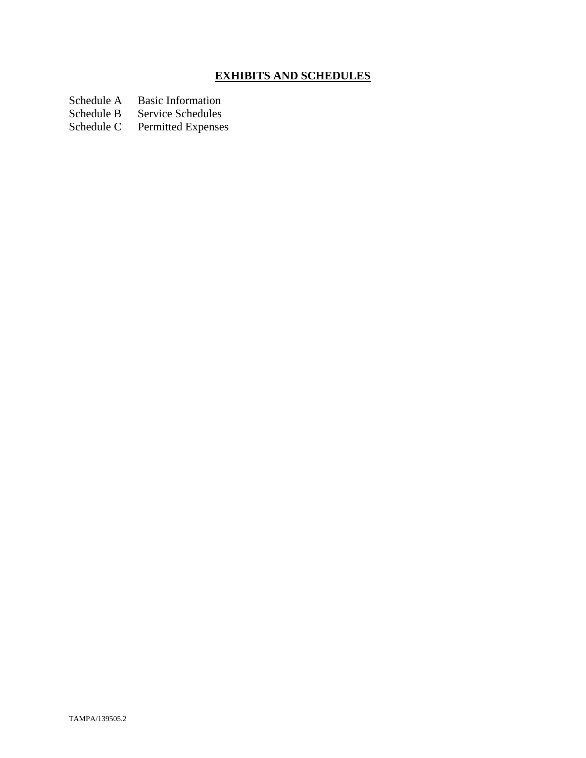## **EXHIBITS AND SCHEDULES**

Schedule A Basic Information
Schedule B Service Schedules
Schedule C Permitted Expenses

TAMPA/139505.2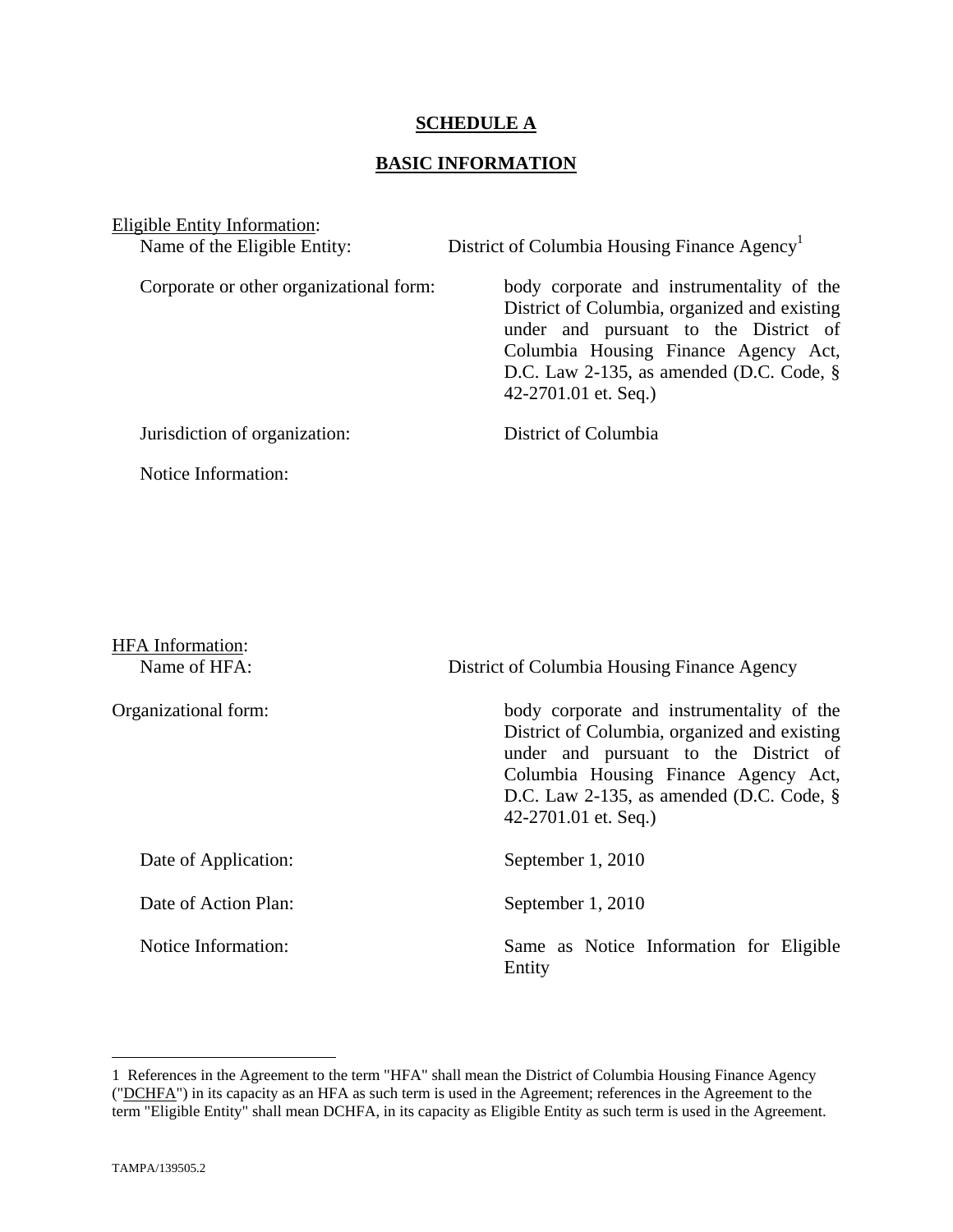## SCHEDULE A

## BASIC INFORMATION

Eligible Entity Information:

Name of the Eligible Entity: District of Columbia Housing Finance Agency[1]

Corporate or other organizational form: body corporate and instrumentality of the District of Columbia, organized and existing under and pursuant to the District of Columbia Housing Finance Agency Act, D.C. Law 2-135, as amended (D.C. Code, § 42-2701.01 et. Seq.)

Jurisdiction of organization: District of Columbia

Notice Information:

HFA Information:

Name of HFA: District of Columbia Housing Finance Agency

Organizational form: body corporate and instrumentality of the District of Columbia, organized and existing under and pursuant to the District of Columbia Housing Finance Agency Act, D.C. Law 2-135, as amended (D.C. Code, § 42-2701.01 et. Seq.)

Date of Application: September 1, 2010

Date of Action Plan: September 1, 2010

Notice Information: Same as Notice Information for Eligible Entity

---

1 References in the Agreement to the term "HFA" shall mean the District of Columbia Housing Finance Agency ("DCHFA") in its capacity as an HFA as such term is used in the Agreement; references in the Agreement to the term "Eligible Entity" shall mean DCHFA, in its capacity as Eligible Entity as such term is used in the Agreement.

TAMPA/139505.2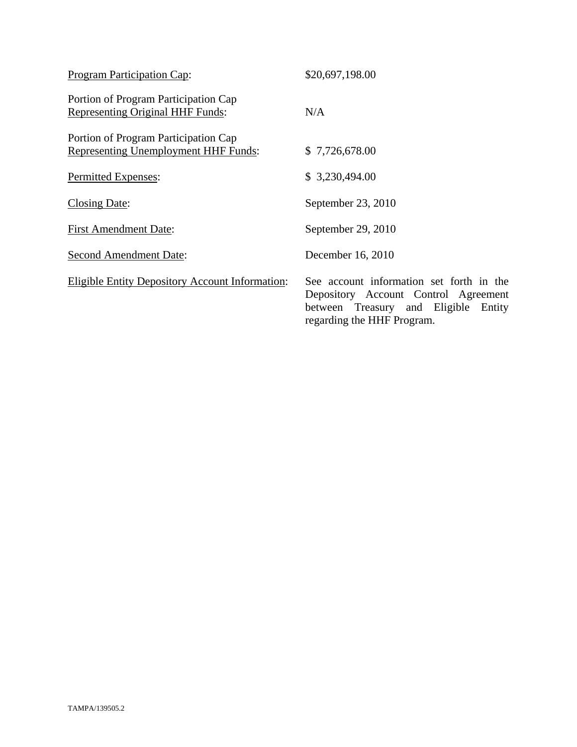| | |
|---|---|
| Program Participation Cap: | \$20,697,198.00 |
| Portion of Program Participation Cap Representing Original HHF Funds: | N/A |
| Portion of Program Participation Cap Representing Unemployment HHF Funds: | \$ 7,726,678.00 |
| Permitted Expenses: | \$ 3,230,494.00 |
| Closing Date: | September 23, 2010 |
| First Amendment Date: | September 29, 2010 |
| Second Amendment Date: | December 16, 2010 |
| Eligible Entity Depository Account Information: | See account information set forth in the Depository Account Control Agreement between Treasury and Eligible Entity regarding the HHF Program. |

TAMPA/139505.2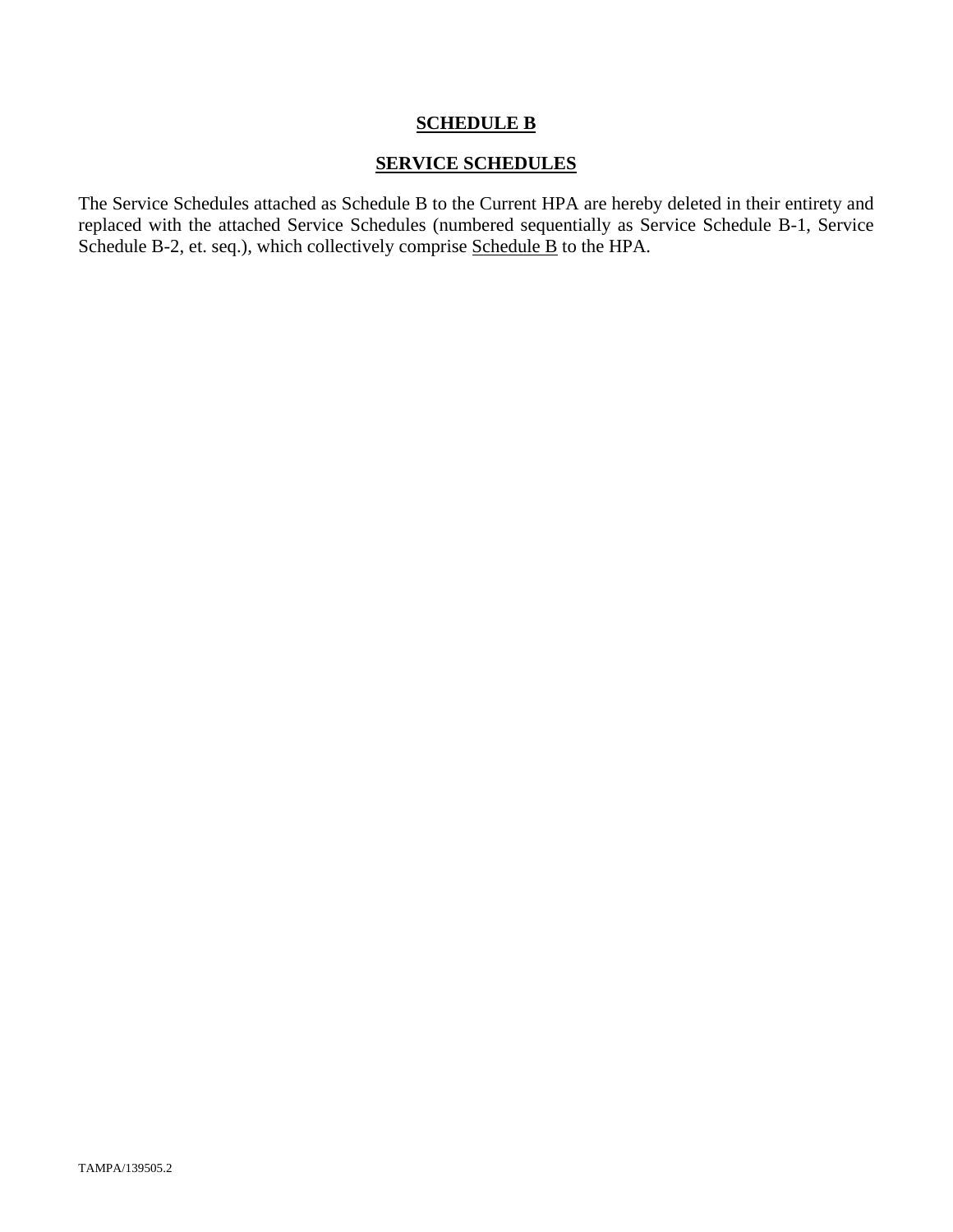# SCHEDULE B

## SERVICE SCHEDULES

The Service Schedules attached as Schedule B to the Current HPA are hereby deleted in their entirety and replaced with the attached Service Schedules (numbered sequentially as Service Schedule B-1, Service Schedule B-2, et. seq.), which collectively comprise Schedule B to the HPA.

TAMPA/139505.2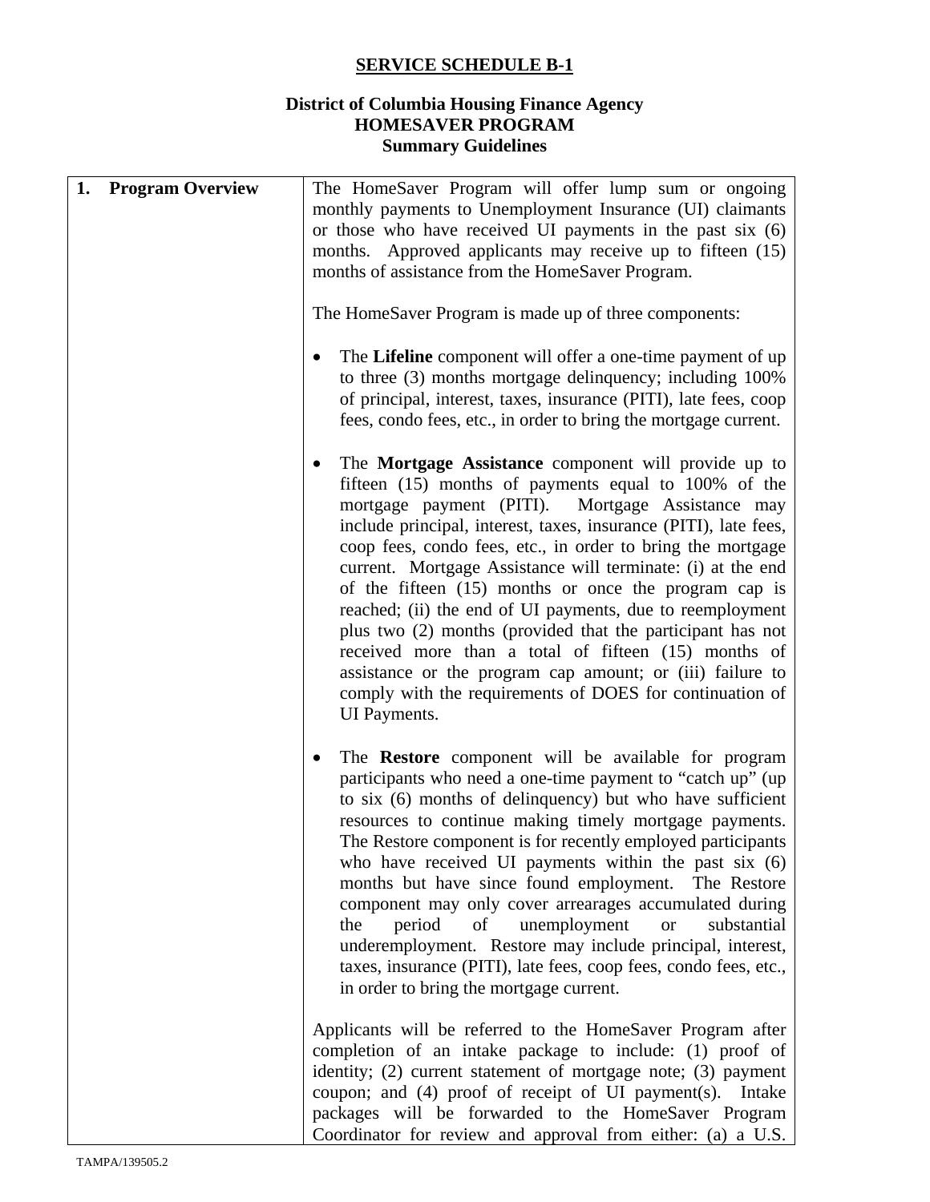## SERVICE SCHEDULE B-1

**District of Columbia Housing Finance Agency**
**HOMESAVER PROGRAM**
**Summary Guidelines**

| | |
|---|---|
| **1. Program Overview** | The HomeSaver Program will offer lump sum or ongoing monthly payments to Unemployment Insurance (UI) claimants or those who have received UI payments in the past six (6) months. Approved applicants may receive up to fifteen (15) months of assistance from the HomeSaver Program.<br><br>The HomeSaver Program is made up of three components:<br><br>• The **Lifeline** component will offer a one-time payment of up to three (3) months mortgage delinquency; including 100% of principal, interest, taxes, insurance (PITI), late fees, coop fees, condo fees, etc., in order to bring the mortgage current.<br><br>• The **Mortgage Assistance** component will provide up to fifteen (15) months of payments equal to 100% of the mortgage payment (PITI). Mortgage Assistance may include principal, interest, taxes, insurance (PITI), late fees, coop fees, condo fees, etc., in order to bring the mortgage current. Mortgage Assistance will terminate: (i) at the end of the fifteen (15) months or once the program cap is reached; (ii) the end of UI payments, due to reemployment plus two (2) months (provided that the participant has not received more than a total of fifteen (15) months of assistance or the program cap amount; or (iii) failure to comply with the requirements of DOES for continuation of UI Payments.<br><br>• The **Restore** component will be available for program participants who need a one-time payment to "catch up" (up to six (6) months of delinquency) but who have sufficient resources to continue making timely mortgage payments. The Restore component is for recently employed participants who have received UI payments within the past six (6) months but have since found employment. The Restore component may only cover arrearages accumulated during the period of unemployment or substantial underemployment. Restore may include principal, interest, taxes, insurance (PITI), late fees, coop fees, condo fees, etc., in order to bring the mortgage current.<br><br>Applicants will be referred to the HomeSaver Program after completion of an intake package to include: (1) proof of identity; (2) current statement of mortgage note; (3) payment coupon; and (4) proof of receipt of UI payment(s). Intake packages will be forwarded to the HomeSaver Program Coordinator for review and approval from either: (a) a U.S. |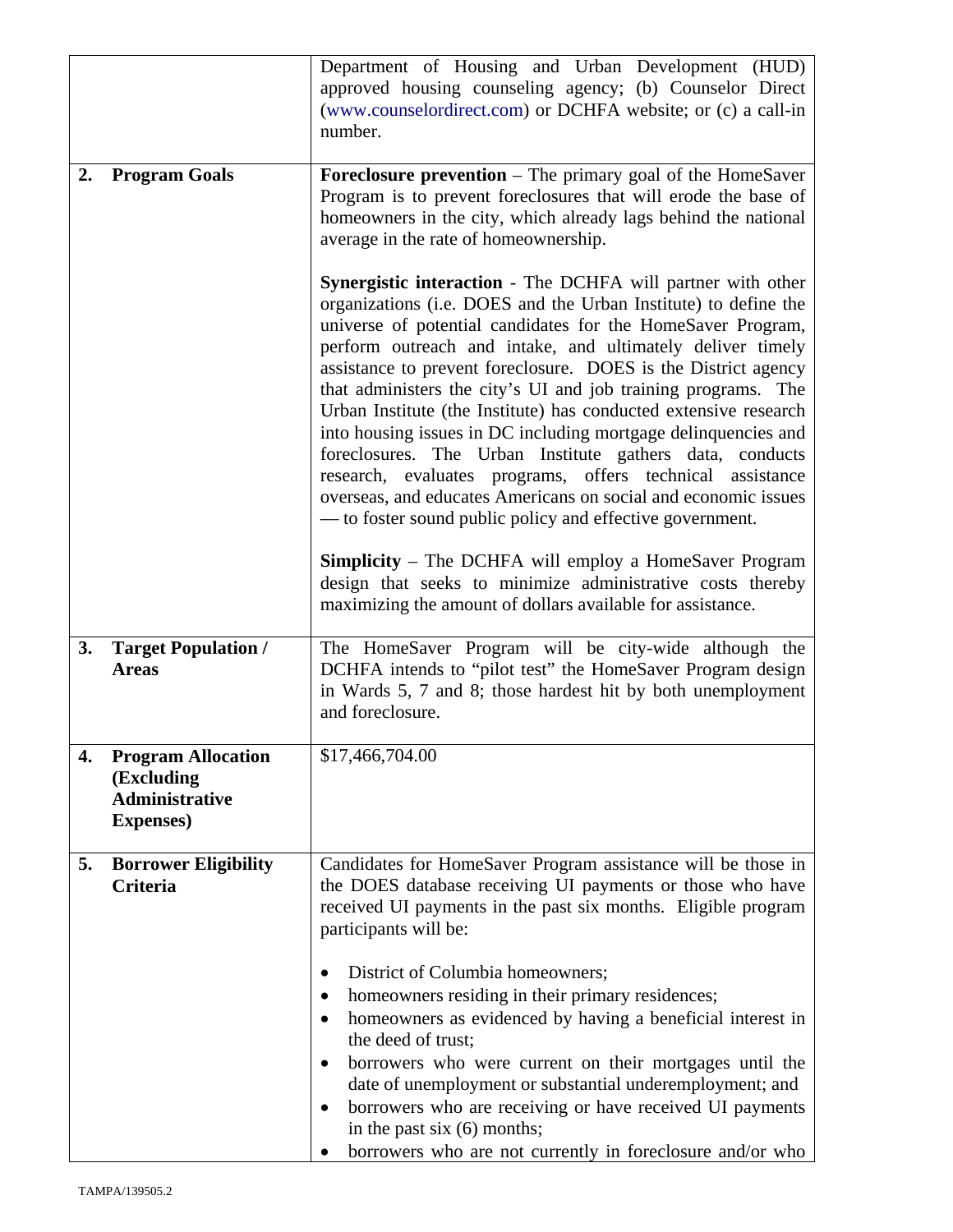| | | |
|---|---|---|
| | | Department of Housing and Urban Development (HUD) approved housing counseling agency; (b) Counselor Direct (www.counselordirect.com) or DCHFA website; or (c) a call-in number. |
| 2. | **Program Goals** | **Foreclosure prevention** – The primary goal of the HomeSaver Program is to prevent foreclosures that will erode the base of homeowners in the city, which already lags behind the national average in the rate of homeownership.<br><br>**Synergistic interaction** - The DCHFA will partner with other organizations (i.e. DOES and the Urban Institute) to define the universe of potential candidates for the HomeSaver Program, perform outreach and intake, and ultimately deliver timely assistance to prevent foreclosure. DOES is the District agency that administers the city's UI and job training programs. The Urban Institute (the Institute) has conducted extensive research into housing issues in DC including mortgage delinquencies and foreclosures. The Urban Institute gathers data, conducts research, evaluates programs, offers technical assistance overseas, and educates Americans on social and economic issues — to foster sound public policy and effective government.<br><br>**Simplicity** – The DCHFA will employ a HomeSaver Program design that seeks to minimize administrative costs thereby maximizing the amount of dollars available for assistance. |
| 3. | **Target Population / Areas** | The HomeSaver Program will be city-wide although the DCHFA intends to "pilot test" the HomeSaver Program design in Wards 5, 7 and 8; those hardest hit by both unemployment and foreclosure. |
| 4. | **Program Allocation (Excluding Administrative Expenses)** | $17,466,704.00 |
| 5. | **Borrower Eligibility Criteria** | Candidates for HomeSaver Program assistance will be those in the DOES database receiving UI payments or those who have received UI payments in the past six months. Eligible program participants will be:<br><br>• District of Columbia homeowners;<br>• homeowners residing in their primary residences;<br>• homeowners as evidenced by having a beneficial interest in the deed of trust;<br>• borrowers who were current on their mortgages until the date of unemployment or substantial underemployment; and<br>• borrowers who are receiving or have received UI payments in the past six (6) months;<br>• borrowers who are not currently in foreclosure and/or who |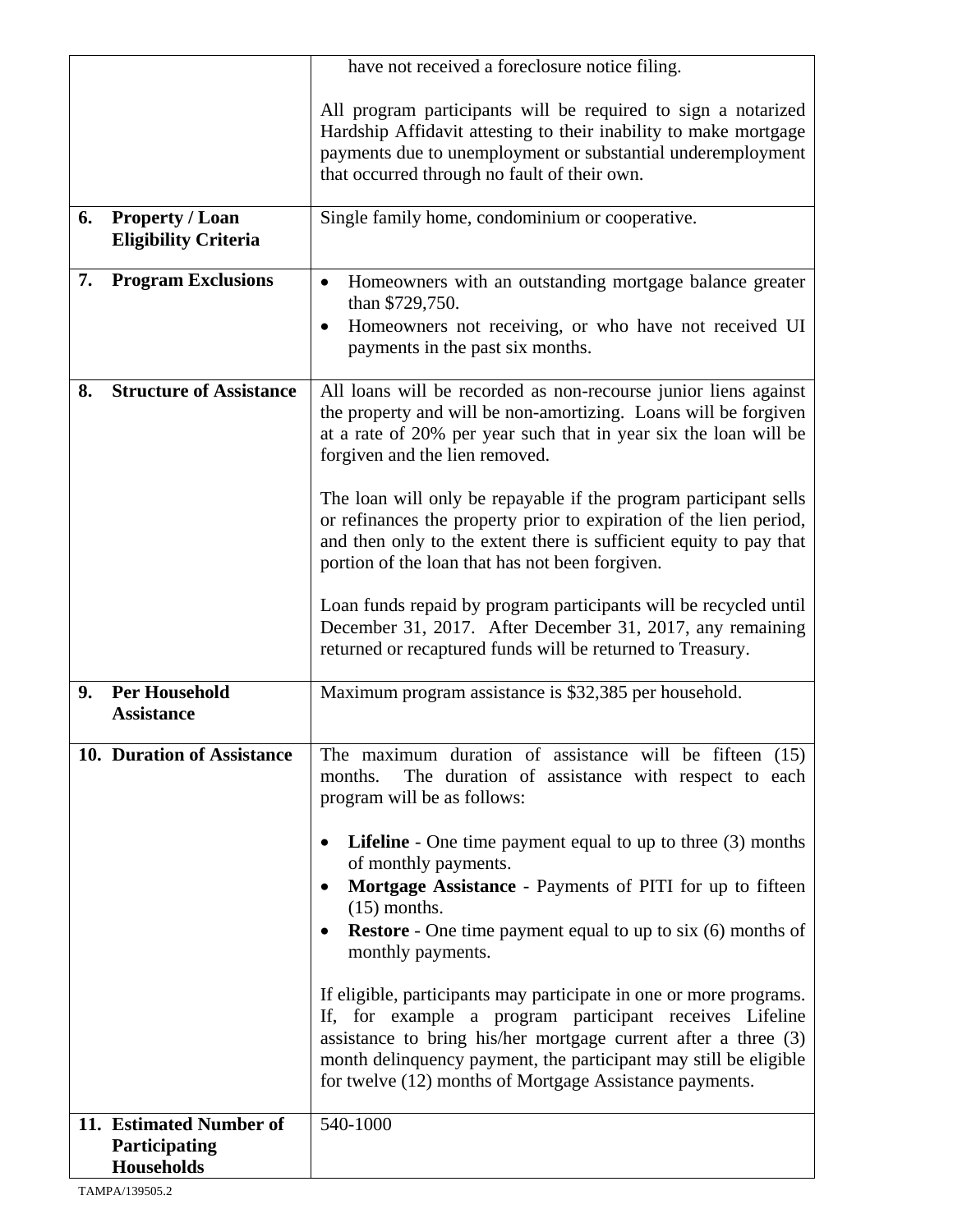| | |
|---|---|
| | have not received a foreclosure notice filing.<br><br>All program participants will be required to sign a notarized Hardship Affidavit attesting to their inability to make mortgage payments due to unemployment or substantial underemployment that occurred through no fault of their own. |
| **6. Property / Loan Eligibility Criteria** | Single family home, condominium or cooperative. |
| **7. Program Exclusions** | • Homeowners with an outstanding mortgage balance greater than $729,750.<br>• Homeowners not receiving, or who have not received UI payments in the past six months. |
| **8. Structure of Assistance** | All loans will be recorded as non-recourse junior liens against the property and will be non-amortizing. Loans will be forgiven at a rate of 20% per year such that in year six the loan will be forgiven and the lien removed.<br><br>The loan will only be repayable if the program participant sells or refinances the property prior to expiration of the lien period, and then only to the extent there is sufficient equity to pay that portion of the loan that has not been forgiven.<br><br>Loan funds repaid by program participants will be recycled until December 31, 2017. After December 31, 2017, any remaining returned or recaptured funds will be returned to Treasury. |
| **9. Per Household Assistance** | Maximum program assistance is $32,385 per household. |
| **10. Duration of Assistance** | The maximum duration of assistance will be fifteen (15) months. The duration of assistance with respect to each program will be as follows:<br><br>• **Lifeline** - One time payment equal to up to three (3) months of monthly payments.<br>• **Mortgage Assistance** - Payments of PITI for up to fifteen (15) months.<br>• **Restore** - One time payment equal to up to six (6) months of monthly payments.<br><br>If eligible, participants may participate in one or more programs. If, for example a program participant receives Lifeline assistance to bring his/her mortgage current after a three (3) month delinquency payment, the participant may still be eligible for twelve (12) months of Mortgage Assistance payments. |
| **11. Estimated Number of Participating Households** | 540-1000 |

TAMPA/139505.2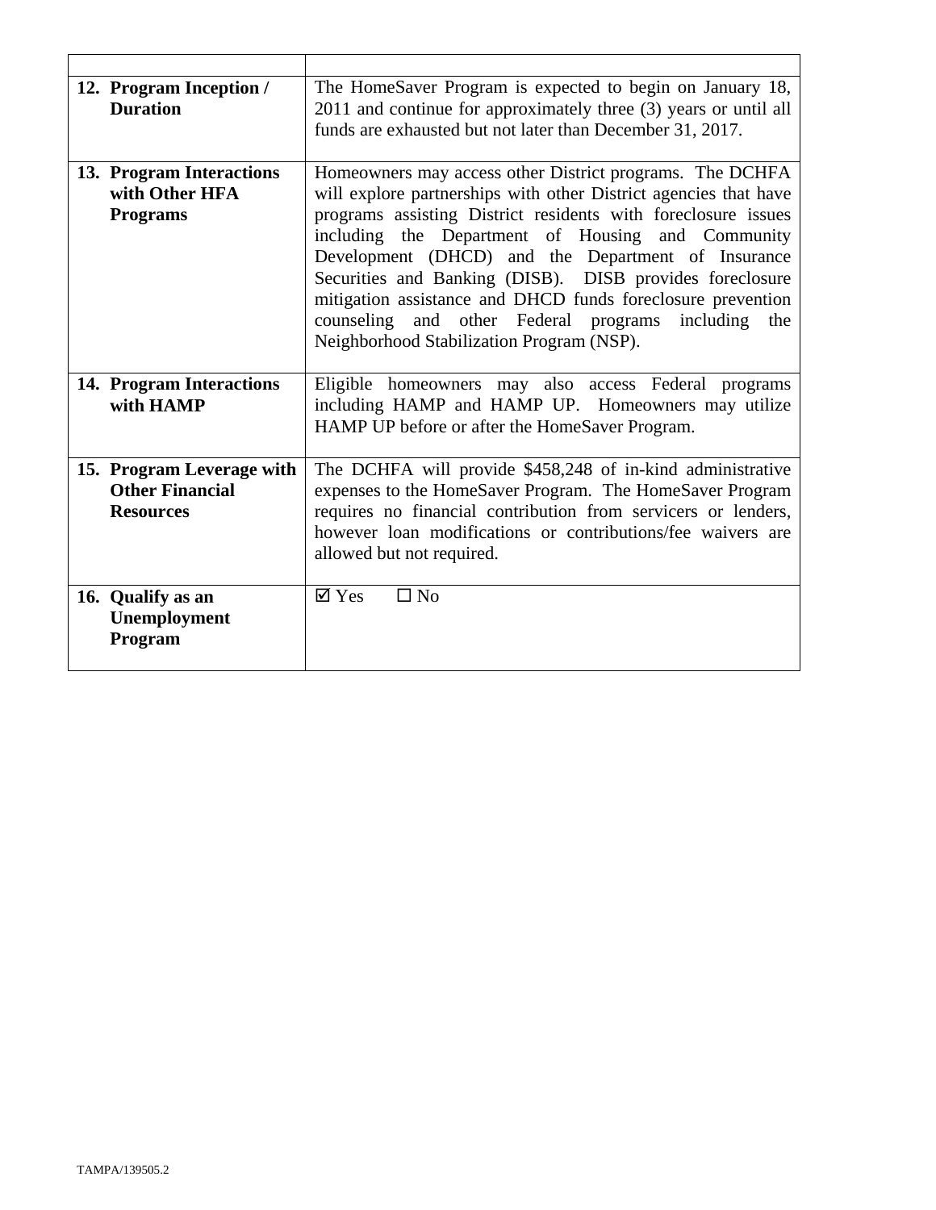| | |
|---|---|
| **12. Program Inception / Duration** | The HomeSaver Program is expected to begin on January 18, 2011 and continue for approximately three (3) years or until all funds are exhausted but not later than December 31, 2017. |
| **13. Program Interactions with Other HFA Programs** | Homeowners may access other District programs. The DCHFA will explore partnerships with other District agencies that have programs assisting District residents with foreclosure issues including the Department of Housing and Community Development (DHCD) and the Department of Insurance Securities and Banking (DISB). DISB provides foreclosure mitigation assistance and DHCD funds foreclosure prevention counseling and other Federal programs including the Neighborhood Stabilization Program (NSP). |
| **14. Program Interactions with HAMP** | Eligible homeowners may also access Federal programs including HAMP and HAMP UP. Homeowners may utilize HAMP UP before or after the HomeSaver Program. |
| **15. Program Leverage with Other Financial Resources** | The DCHFA will provide $458,248 of in-kind administrative expenses to the HomeSaver Program. The HomeSaver Program requires no financial contribution from servicers or lenders, however loan modifications or contributions/fee waivers are allowed but not required. |
| **16. Qualify as an Unemployment Program** | ☑ Yes ☐ No |

TAMPA/139505.2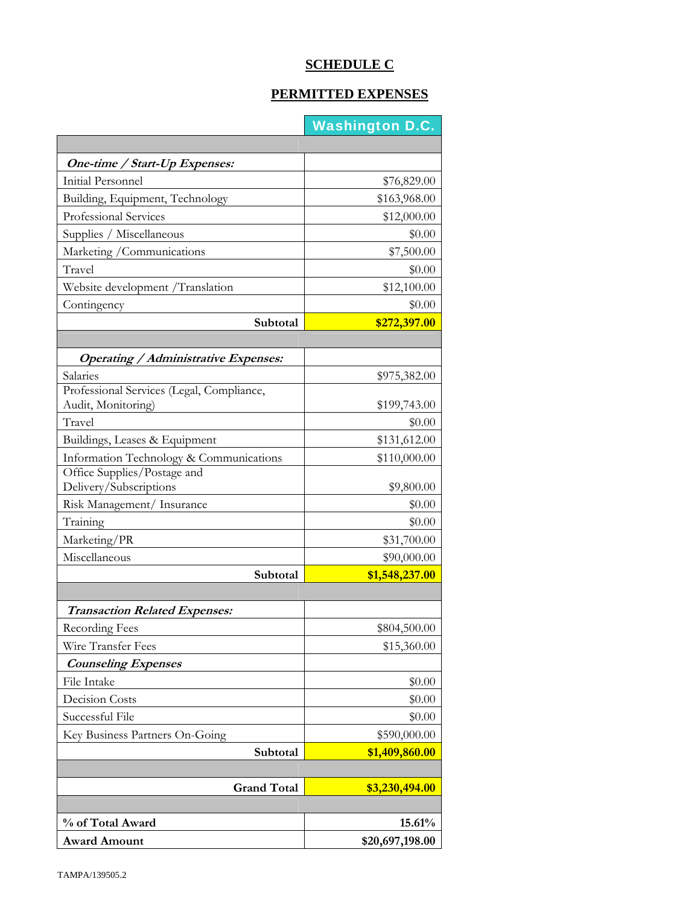# SCHEDULE C

## PERMITTED EXPENSES

| | Washington D.C. |
|---|---|
| ***One-time / Start-Up Expenses:*** | |
| Initial Personnel | $76,829.00 |
| Building, Equipment, Technology | $163,968.00 |
| Professional Services | $12,000.00 |
| Supplies / Miscellaneous | $0.00 |
| Marketing /Communications | $7,500.00 |
| Travel | $0.00 |
| Website development /Translation | $12,100.00 |
| Contingency | $0.00 |
| **Subtotal** | **$272,397.00** |
| ***Operating / Administrative Expenses:*** | |
| Salaries | $975,382.00 |
| Professional Services (Legal, Compliance, Audit, Monitoring) | $199,743.00 |
| Travel | $0.00 |
| Buildings, Leases & Equipment | $131,612.00 |
| Information Technology & Communications | $110,000.00 |
| Office Supplies/Postage and Delivery/Subscriptions | $9,800.00 |
| Risk Management/ Insurance | $0.00 |
| Training | $0.00 |
| Marketing/PR | $31,700.00 |
| Miscellaneous | $90,000.00 |
| **Subtotal** | **$1,548,237.00** |
| ***Transaction Related Expenses:*** | |
| Recording Fees | $804,500.00 |
| Wire Transfer Fees | $15,360.00 |
| ***Counseling Expenses*** | |
| File Intake | $0.00 |
| Decision Costs | $0.00 |
| Successful File | $0.00 |
| Key Business Partners On-Going | $590,000.00 |
| **Subtotal** | **$1,409,860.00** |
| **Grand Total** | **$3,230,494.00** |
| **% of Total Award** | **15.61%** |
| **Award Amount** | **$20,697,198.00** |

TAMPA/139505.2